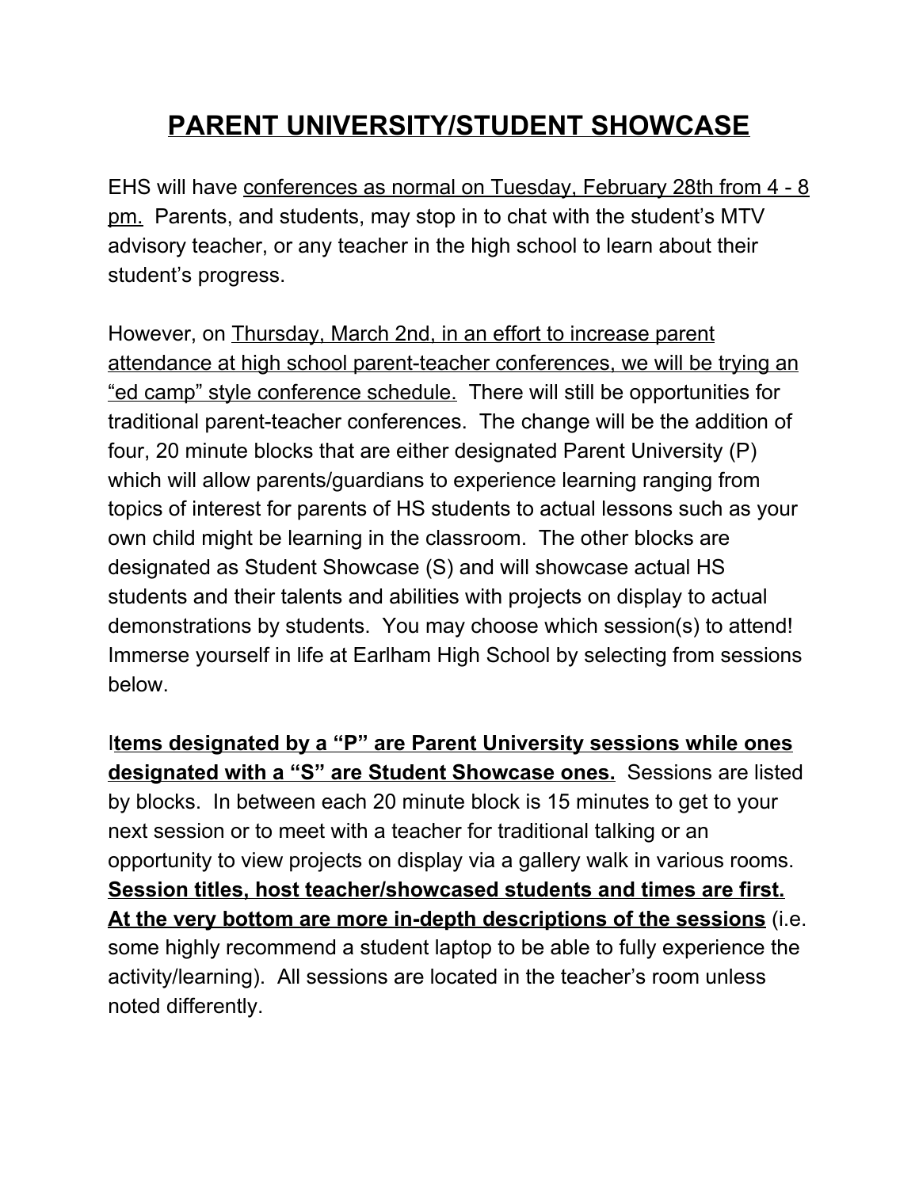# PARENT UNIVERSITY/STUDENT SHOWCASE

EHS will have conferences as normal on Tuesday, February 28th from 4 - 8 pm. Parents, and students, may stop in to chat with the student's MTV advisory teacher, or any teacher in the high school to learn about their student's progress.

However, on Thursday, March 2nd, in an effort to increase parent attendance at high school parent-teacher conferences, we will be trying an "ed camp" style conference schedule. There will still be opportunities for traditional parent-teacher conferences. The change will be the addition of four, 20 minute blocks that are either designated Parent University (P) which will allow parents/guardians to experience learning ranging from topics of interest for parents of HS students to actual lessons such as your own child might be learning in the classroom. The other blocks are designated as Student Showcase (S) and will showcase actual HS students and their talents and abilities with projects on display to actual demonstrations by students. You may choose which session(s) to attend! Immerse yourself in life at Earlham High School by selecting from sessions below.

I**tems designated by a "P" are Parent University sessions while ones designated with a "S" are Student Showcase ones.** Sessions are listed by blocks. In between each 20 minute block is 15 minutes to get to your next session or to meet with a teacher for traditional talking or an opportunity to view projects on display via a gallery walk in various rooms. **Session titles, host teacher/showcased students and times are first. At the very bottom are more in-depth descriptions of the sessions** (i.e. some highly recommend a student laptop to be able to fully experience the activity/learning). All sessions are located in the teacher's room unless noted differently.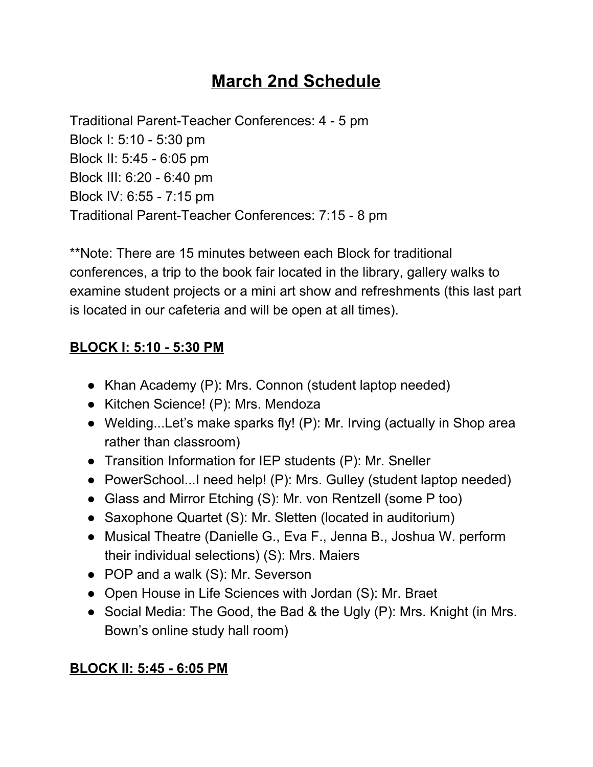# March 2nd Schedule

Traditional Parent-Teacher Conferences: 4 - 5 pm
Block I: 5:10 - 5:30 pm
Block II: 5:45 - 6:05 pm
Block III: 6:20 - 6:40 pm
Block IV: 6:55 - 7:15 pm
Traditional Parent-Teacher Conferences: 7:15 - 8 pm

**Note: There are 15 minutes between each Block for traditional conferences, a trip to the book fair located in the library, gallery walks to examine student projects or a mini art show and refreshments (this last part is located in our cafeteria and will be open at all times).

**BLOCK I: 5:10 - 5:30 PM**

- Khan Academy (P): Mrs. Connon (student laptop needed)
- Kitchen Science! (P): Mrs. Mendoza
- Welding...Let's make sparks fly! (P): Mr. Irving (actually in Shop area rather than classroom)
- Transition Information for IEP students (P): Mr. Sneller
- PowerSchool...I need help! (P): Mrs. Gulley (student laptop needed)
- Glass and Mirror Etching (S): Mr. von Rentzell (some P too)
- Saxophone Quartet (S): Mr. Sletten (located in auditorium)
- Musical Theatre (Danielle G., Eva F., Jenna B., Joshua W. perform their individual selections) (S): Mrs. Maiers
- POP and a walk (S): Mr. Severson
- Open House in Life Sciences with Jordan (S): Mr. Braet
- Social Media: The Good, the Bad & the Ugly (P): Mrs. Knight (in Mrs. Bown's online study hall room)

**BLOCK II: 5:45 - 6:05 PM**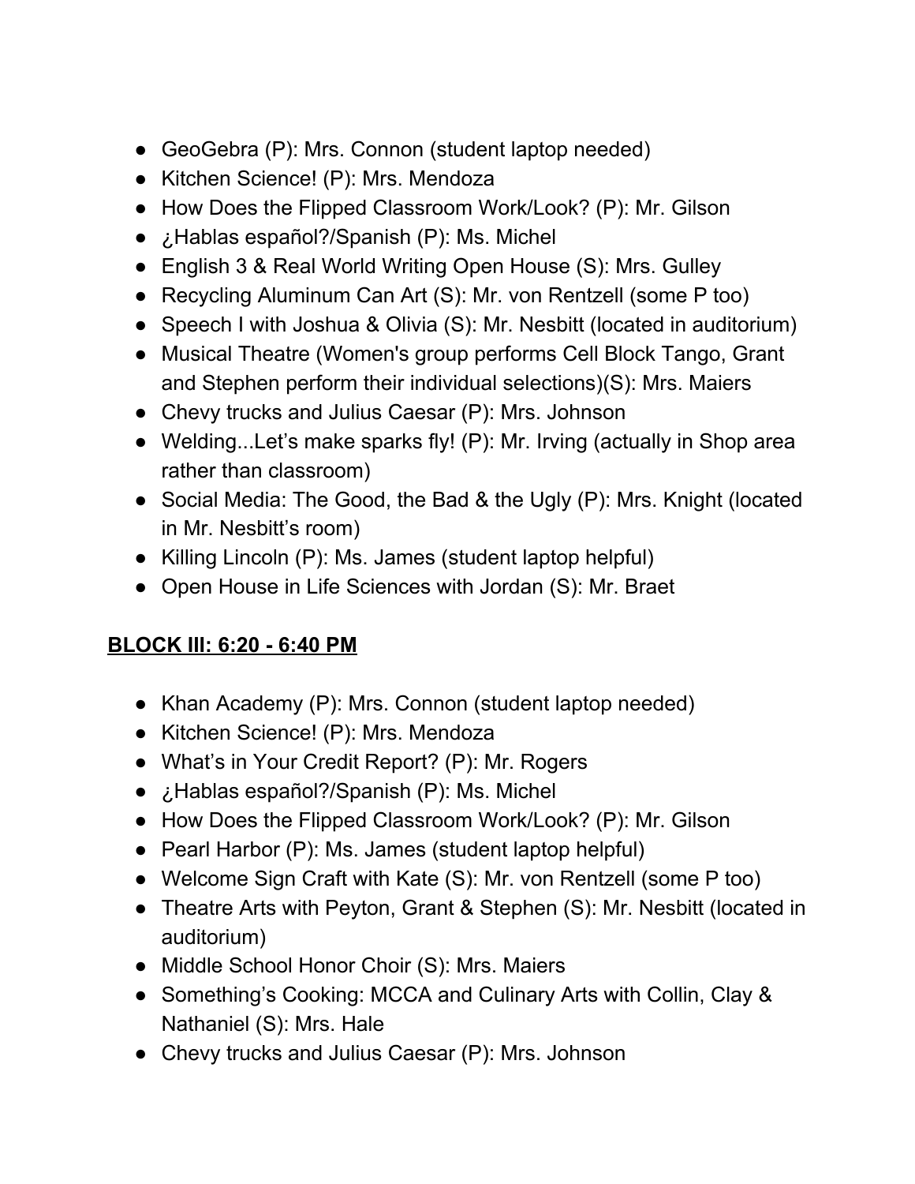- GeoGebra (P): Mrs. Connon (student laptop needed)
- Kitchen Science! (P): Mrs. Mendoza
- How Does the Flipped Classroom Work/Look? (P): Mr. Gilson
- ¿Hablas español?/Spanish (P): Ms. Michel
- English 3 & Real World Writing Open House (S): Mrs. Gulley
- Recycling Aluminum Can Art (S): Mr. von Rentzell (some P too)
- Speech I with Joshua & Olivia (S): Mr. Nesbitt (located in auditorium)
- Musical Theatre (Women's group performs Cell Block Tango, Grant and Stephen perform their individual selections)(S): Mrs. Maiers
- Chevy trucks and Julius Caesar (P): Mrs. Johnson
- Welding...Let's make sparks fly! (P): Mr. Irving (actually in Shop area rather than classroom)
- Social Media: The Good, the Bad & the Ugly (P): Mrs. Knight (located in Mr. Nesbitt's room)
- Killing Lincoln (P): Ms. James (student laptop helpful)
- Open House in Life Sciences with Jordan (S): Mr. Braet

## **BLOCK III: 6:20 - 6:40 PM**

- Khan Academy (P): Mrs. Connon (student laptop needed)
- Kitchen Science! (P): Mrs. Mendoza
- What's in Your Credit Report? (P): Mr. Rogers
- ¿Hablas español?/Spanish (P): Ms. Michel
- How Does the Flipped Classroom Work/Look? (P): Mr. Gilson
- Pearl Harbor (P): Ms. James (student laptop helpful)
- Welcome Sign Craft with Kate (S): Mr. von Rentzell (some P too)
- Theatre Arts with Peyton, Grant & Stephen (S): Mr. Nesbitt (located in auditorium)
- Middle School Honor Choir (S): Mrs. Maiers
- Something's Cooking: MCCA and Culinary Arts with Collin, Clay & Nathaniel (S): Mrs. Hale
- Chevy trucks and Julius Caesar (P): Mrs. Johnson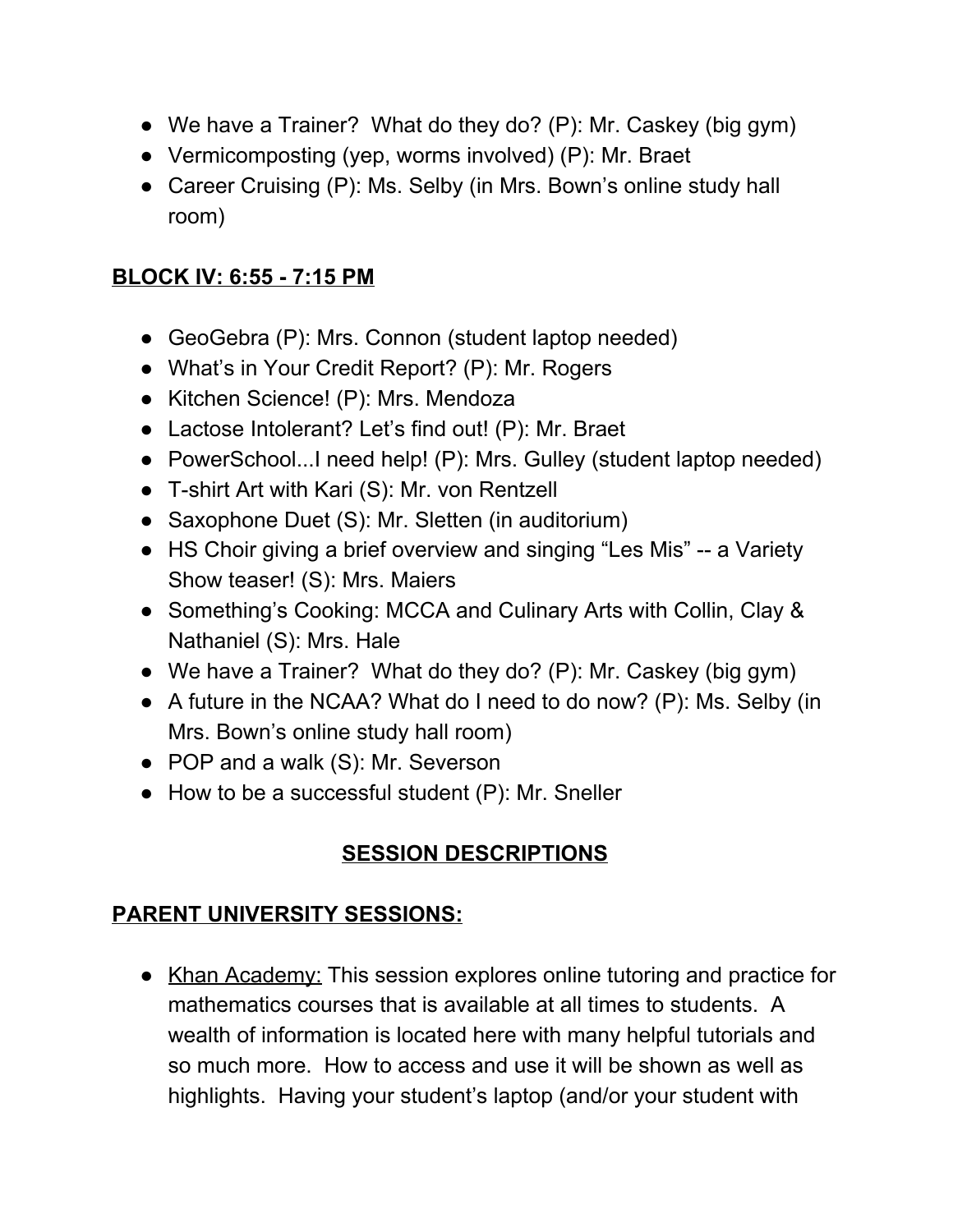- We have a Trainer?  What do they do? (P): Mr. Caskey (big gym)
- Vermicomposting (yep, worms involved) (P): Mr. Braet
- Career Cruising (P): Ms. Selby (in Mrs. Bown's online study hall room)

**<u>BLOCK IV: 6:55 - 7:15 PM</u>**

- GeoGebra (P): Mrs. Connon (student laptop needed)
- What's in Your Credit Report? (P): Mr. Rogers
- Kitchen Science! (P): Mrs. Mendoza
- Lactose Intolerant? Let's find out! (P): Mr. Braet
- PowerSchool...I need help! (P): Mrs. Gulley (student laptop needed)
- T-shirt Art with Kari (S): Mr. von Rentzell
- Saxophone Duet (S): Mr. Sletten (in auditorium)
- HS Choir giving a brief overview and singing "Les Mis" -- a Variety Show teaser! (S): Mrs. Maiers
- Something's Cooking: MCCA and Culinary Arts with Collin, Clay & Nathaniel (S): Mrs. Hale
- We have a Trainer?  What do they do? (P): Mr. Caskey (big gym)
- A future in the NCAA? What do I need to do now? (P): Ms. Selby (in Mrs. Bown's online study hall room)
- POP and a walk (S): Mr. Severson
- How to be a successful student (P): Mr. Sneller

## <u>SESSION DESCRIPTIONS</u>

**<u>PARENT UNIVERSITY SESSIONS:</u>**

- <u>Khan Academy:</u> This session explores online tutoring and practice for mathematics courses that is available at all times to students.  A wealth of information is located here with many helpful tutorials and so much more.  How to access and use it will be shown as well as highlights.  Having your student's laptop (and/or your student with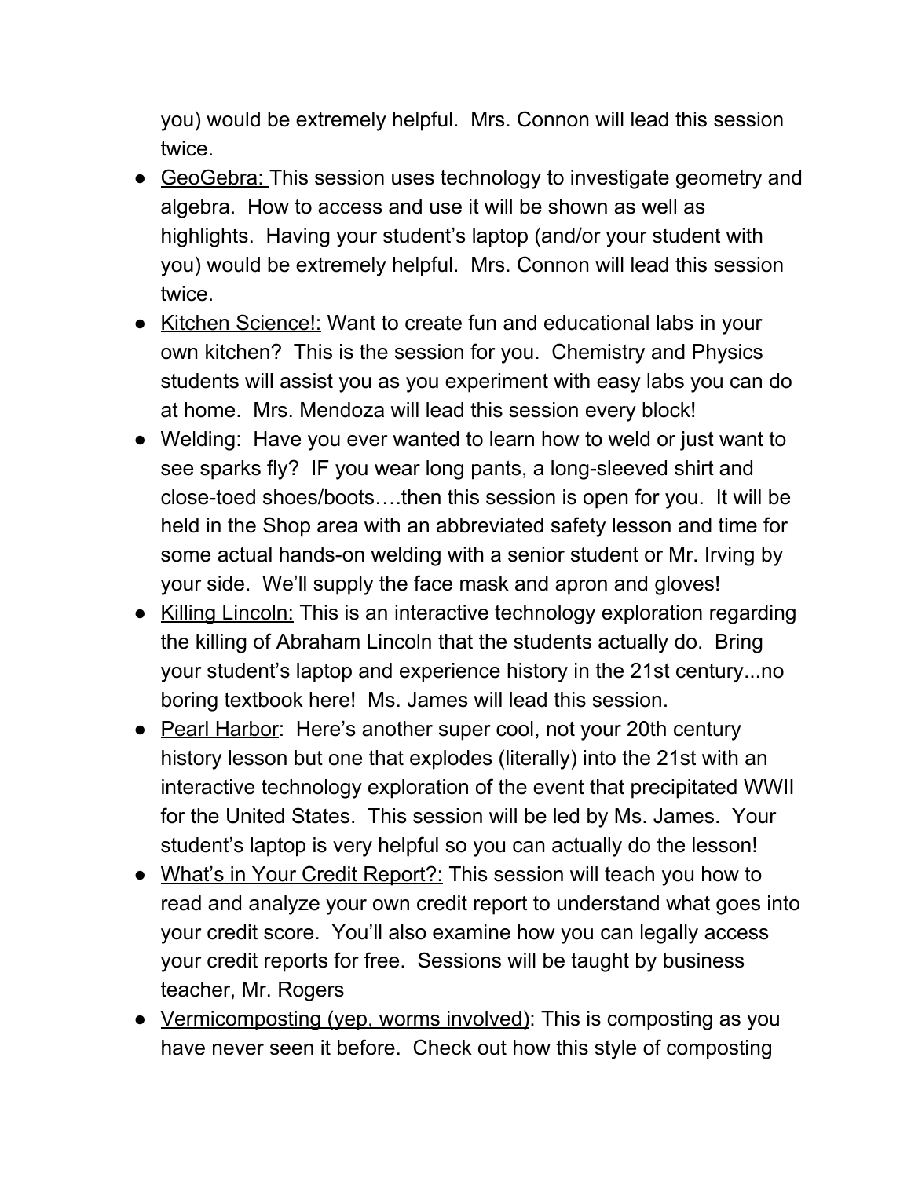you) would be extremely helpful.  Mrs. Connon will lead this session twice.

- <u>GeoGebra: </u>This session uses technology to investigate geometry and algebra.  How to access and use it will be shown as well as highlights.  Having your student's laptop (and/or your student with you) would be extremely helpful.  Mrs. Connon will lead this session twice.
- <u>Kitchen Science!:</u> Want to create fun and educational labs in your own kitchen?  This is the session for you.  Chemistry and Physics students will assist you as you experiment with easy labs you can do at home.  Mrs. Mendoza will lead this session every block!
- <u>Welding:</u>  Have you ever wanted to learn how to weld or just want to see sparks fly?  IF you wear long pants, a long-sleeved shirt and close-toed shoes/boots….then this session is open for you.  It will be held in the Shop area with an abbreviated safety lesson and time for some actual hands-on welding with a senior student or Mr. Irving by your side.  We'll supply the face mask and apron and gloves!
- <u>Killing Lincoln:</u> This is an interactive technology exploration regarding the killing of Abraham Lincoln that the students actually do.  Bring your student's laptop and experience history in the 21st century...no boring textbook here!  Ms. James will lead this session.
- <u>Pearl Harbor</u>:  Here's another super cool, not your 20th century history lesson but one that explodes (literally) into the 21st with an interactive technology exploration of the event that precipitated WWII for the United States.  This session will be led by Ms. James.  Your student's laptop is very helpful so you can actually do the lesson!
- <u>What's in Your Credit Report?:</u> This session will teach you how to read and analyze your own credit report to understand what goes into your credit score.  You'll also examine how you can legally access your credit reports for free.  Sessions will be taught by business teacher, Mr. Rogers
- <u>Vermicomposting (yep, worms involved)</u>: This is composting as you have never seen it before.  Check out how this style of composting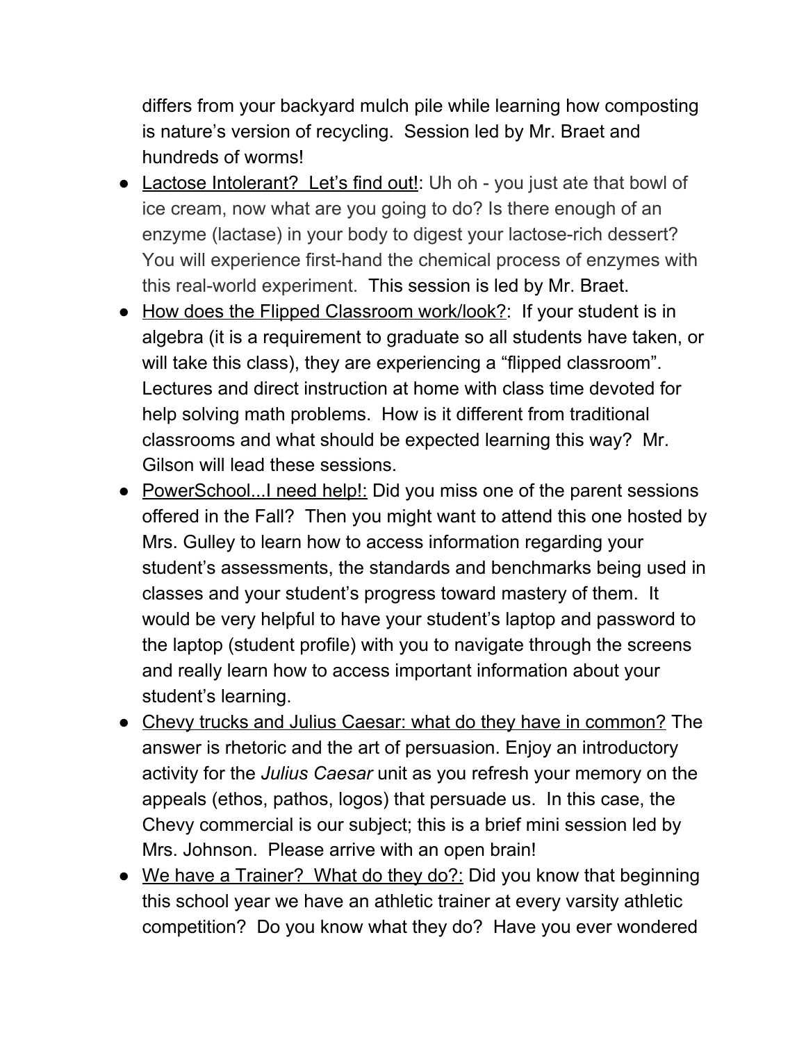differs from your backyard mulch pile while learning how composting is nature's version of recycling.  Session led by Mr. Braet and hundreds of worms!

- <u>Lactose Intolerant?  Let's find out!</u>: Uh oh - you just ate that bowl of ice cream, now what are you going to do? Is there enough of an enzyme (lactase) in your body to digest your lactose-rich dessert? You will experience first-hand the chemical process of enzymes with this real-world experiment.  This session is led by Mr. Braet.
- <u>How does the Flipped Classroom work/look?</u>:  If your student is in algebra (it is a requirement to graduate so all students have taken, or will take this class), they are experiencing a "flipped classroom". Lectures and direct instruction at home with class time devoted for help solving math problems.  How is it different from traditional classrooms and what should be expected learning this way?  Mr. Gilson will lead these sessions.
- <u>PowerSchool...I need help!:</u> Did you miss one of the parent sessions offered in the Fall?  Then you might want to attend this one hosted by Mrs. Gulley to learn how to access information regarding your student's assessments, the standards and benchmarks being used in classes and your student's progress toward mastery of them.  It would be very helpful to have your student's laptop and password to the laptop (student profile) with you to navigate through the screens and really learn how to access important information about your student's learning.
- <u>Chevy trucks and Julius Caesar: what do they have in common?</u> The answer is rhetoric and the art of persuasion. Enjoy an introductory activity for the *Julius Caesar* unit as you refresh your memory on the appeals (ethos, pathos, logos) that persuade us.  In this case, the Chevy commercial is our subject; this is a brief mini session led by Mrs. Johnson.  Please arrive with an open brain!
- <u>We have a Trainer?  What do they do?:</u> Did you know that beginning this school year we have an athletic trainer at every varsity athletic competition?  Do you know what they do?  Have you ever wondered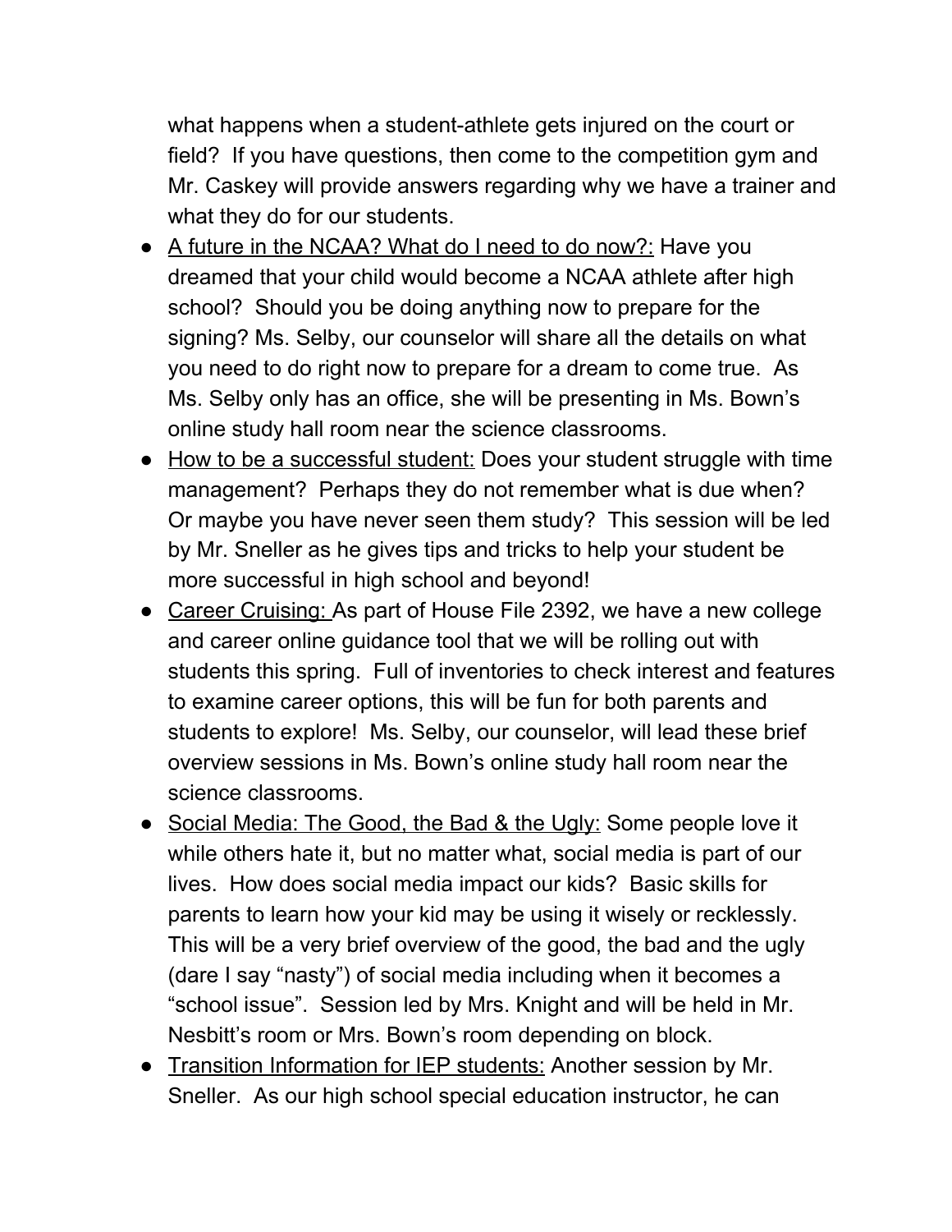what happens when a student-athlete gets injured on the court or field? If you have questions, then come to the competition gym and Mr. Caskey will provide answers regarding why we have a trainer and what they do for our students.

- <u>A future in the NCAA? What do I need to do now?:</u> Have you dreamed that your child would become a NCAA athlete after high school? Should you be doing anything now to prepare for the signing? Ms. Selby, our counselor will share all the details on what you need to do right now to prepare for a dream to come true. As Ms. Selby only has an office, she will be presenting in Ms. Bown's online study hall room near the science classrooms.
- <u>How to be a successful student:</u> Does your student struggle with time management? Perhaps they do not remember what is due when? Or maybe you have never seen them study? This session will be led by Mr. Sneller as he gives tips and tricks to help your student be more successful in high school and beyond!
- <u>Career Cruising:</u> As part of House File 2392, we have a new college and career online guidance tool that we will be rolling out with students this spring. Full of inventories to check interest and features to examine career options, this will be fun for both parents and students to explore! Ms. Selby, our counselor, will lead these brief overview sessions in Ms. Bown's online study hall room near the science classrooms.
- <u>Social Media: The Good, the Bad & the Ugly:</u> Some people love it while others hate it, but no matter what, social media is part of our lives. How does social media impact our kids? Basic skills for parents to learn how your kid may be using it wisely or recklessly. This will be a very brief overview of the good, the bad and the ugly (dare I say "nasty") of social media including when it becomes a "school issue". Session led by Mrs. Knight and will be held in Mr. Nesbitt's room or Mrs. Bown's room depending on block.
- <u>Transition Information for IEP students:</u> Another session by Mr. Sneller. As our high school special education instructor, he can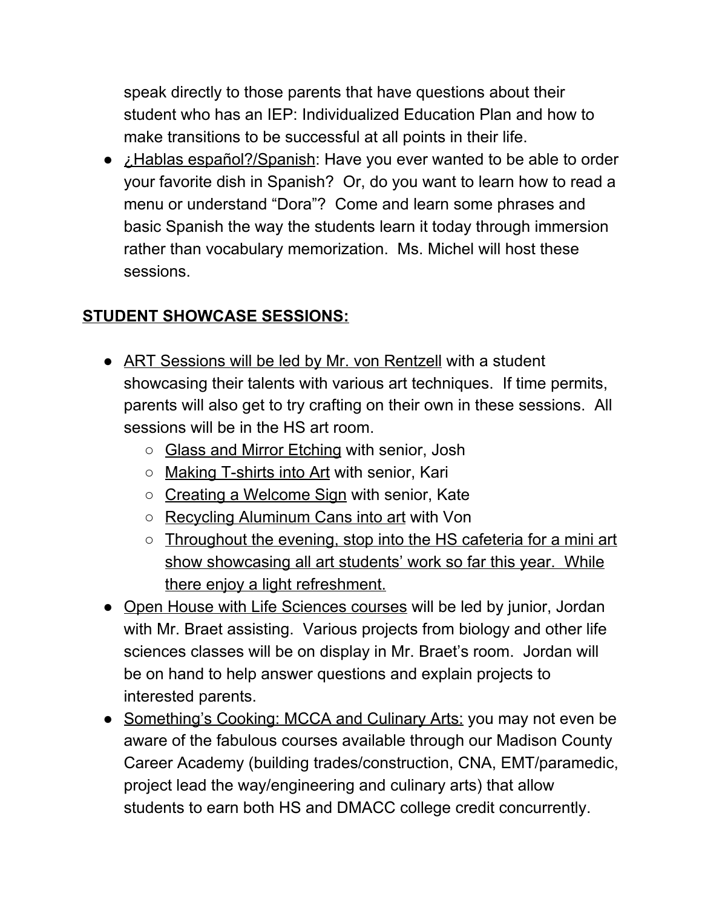speak directly to those parents that have questions about their student who has an IEP: Individualized Education Plan and how to make transitions to be successful at all points in their life.

- <u>¿Hablas español?/Spanish</u>: Have you ever wanted to be able to order your favorite dish in Spanish? Or, do you want to learn how to read a menu or understand "Dora"? Come and learn some phrases and basic Spanish the way the students learn it today through immersion rather than vocabulary memorization. Ms. Michel will host these sessions.

## STUDENT SHOWCASE SESSIONS:

- <u>ART Sessions will be led by Mr. von Rentzell</u> with a student showcasing their talents with various art techniques. If time permits, parents will also get to try crafting on their own in these sessions. All sessions will be in the HS art room.
  - <u>Glass and Mirror Etching</u> with senior, Josh
  - <u>Making T-shirts into Art</u> with senior, Kari
  - <u>Creating a Welcome Sign</u> with senior, Kate
  - <u>Recycling Aluminum Cans into art</u> with Von
  - <u>Throughout the evening, stop into the HS cafeteria for a mini art show showcasing all art students' work so far this year. While there enjoy a light refreshment.</u>
- <u>Open House with Life Sciences courses</u> will be led by junior, Jordan with Mr. Braet assisting. Various projects from biology and other life sciences classes will be on display in Mr. Braet's room. Jordan will be on hand to help answer questions and explain projects to interested parents.
- <u>Something's Cooking: MCCA and Culinary Arts:</u> you may not even be aware of the fabulous courses available through our Madison County Career Academy (building trades/construction, CNA, EMT/paramedic, project lead the way/engineering and culinary arts) that allow students to earn both HS and DMACC college credit concurrently.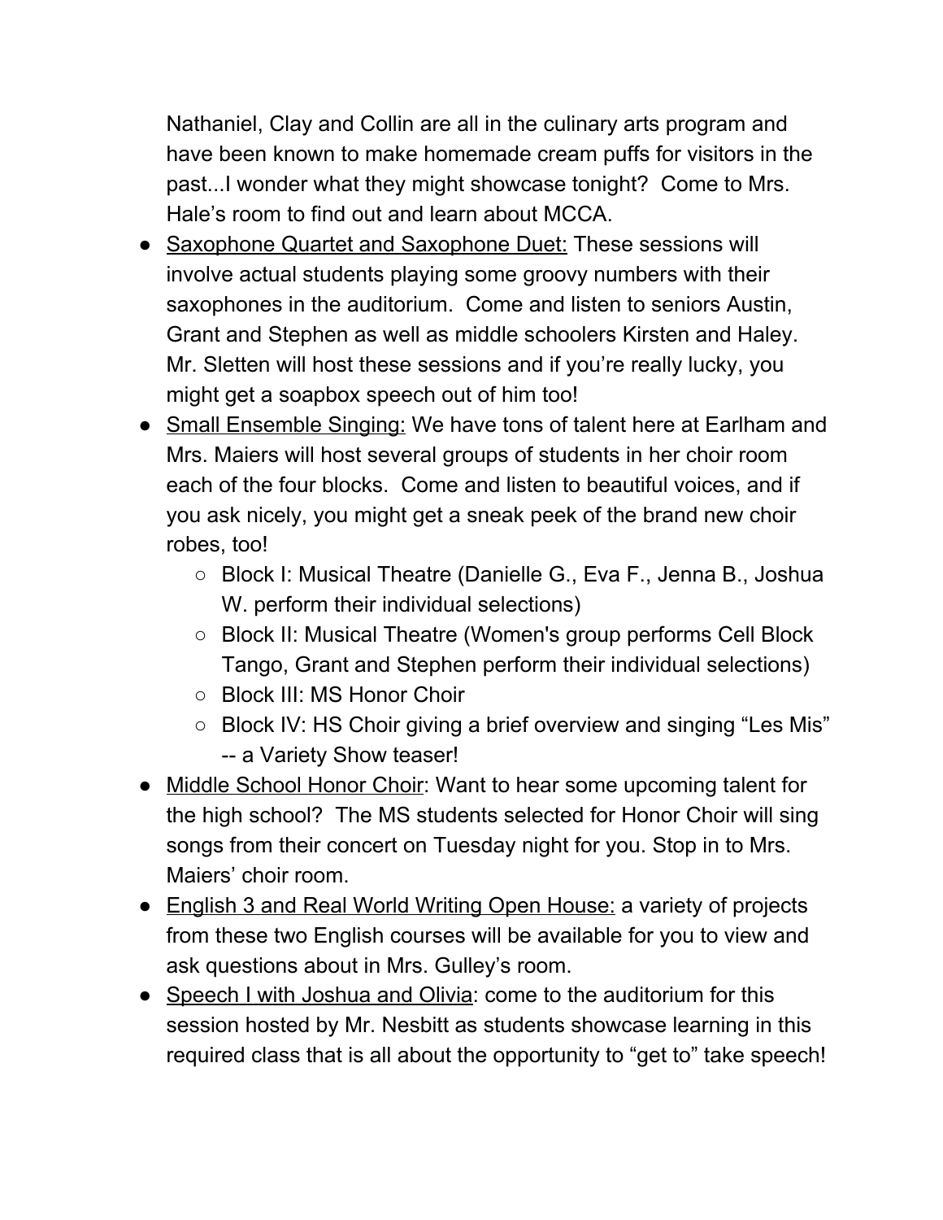Nathaniel, Clay and Collin are all in the culinary arts program and have been known to make homemade cream puffs for visitors in the past...I wonder what they might showcase tonight? Come to Mrs. Hale's room to find out and learn about MCCA.

- <u>Saxophone Quartet and Saxophone Duet:</u> These sessions will involve actual students playing some groovy numbers with their saxophones in the auditorium. Come and listen to seniors Austin, Grant and Stephen as well as middle schoolers Kirsten and Haley. Mr. Sletten will host these sessions and if you're really lucky, you might get a soapbox speech out of him too!
- <u>Small Ensemble Singing:</u> We have tons of talent here at Earlham and Mrs. Maiers will host several groups of students in her choir room each of the four blocks. Come and listen to beautiful voices, and if you ask nicely, you might get a sneak peek of the brand new choir robes, too!
    - Block I: Musical Theatre (Danielle G., Eva F., Jenna B., Joshua W. perform their individual selections)
    - Block II: Musical Theatre (Women's group performs Cell Block Tango, Grant and Stephen perform their individual selections)
    - Block III: MS Honor Choir
    - Block IV: HS Choir giving a brief overview and singing "Les Mis" -- a Variety Show teaser!
- <u>Middle School Honor Choir</u>: Want to hear some upcoming talent for the high school? The MS students selected for Honor Choir will sing songs from their concert on Tuesday night for you. Stop in to Mrs. Maiers' choir room.
- <u>English 3 and Real World Writing Open House:</u> a variety of projects from these two English courses will be available for you to view and ask questions about in Mrs. Gulley's room.
- <u>Speech I with Joshua and Olivia</u>: come to the auditorium for this session hosted by Mr. Nesbitt as students showcase learning in this required class that is all about the opportunity to "get to" take speech!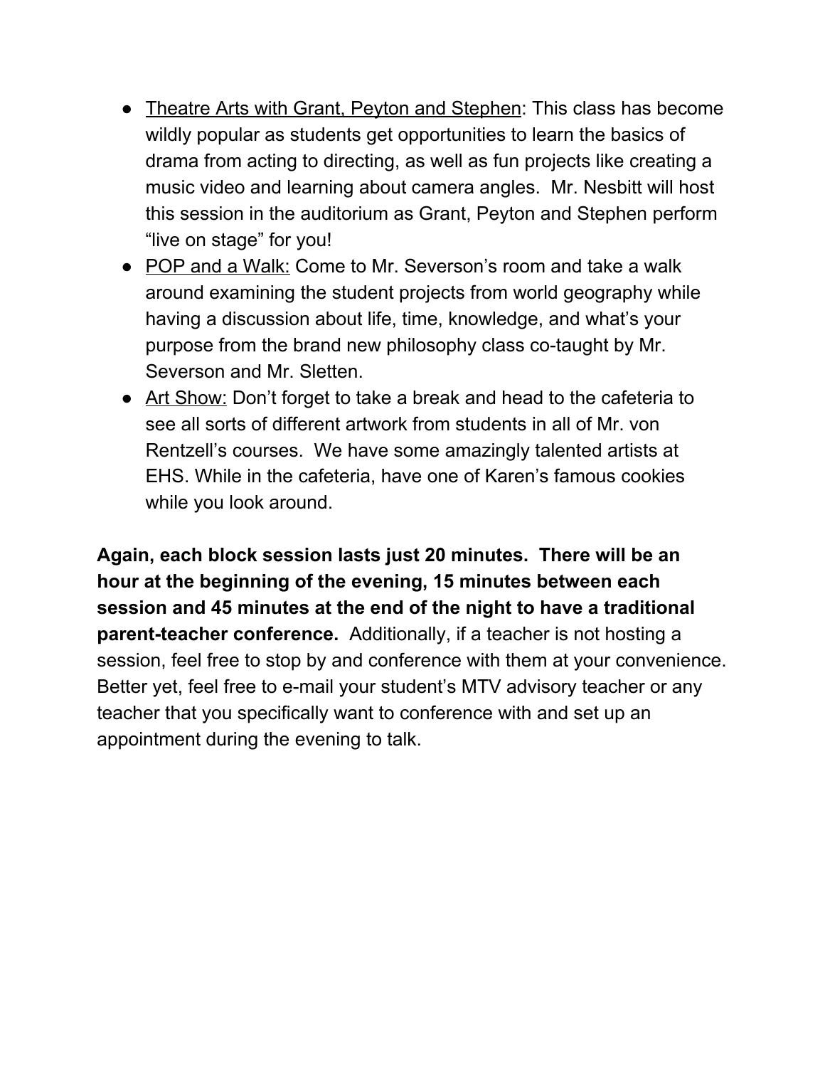- Theatre Arts with Grant, Peyton and Stephen: This class has become wildly popular as students get opportunities to learn the basics of drama from acting to directing, as well as fun projects like creating a music video and learning about camera angles.  Mr. Nesbitt will host this session in the auditorium as Grant, Peyton and Stephen perform "live on stage" for you!
- POP and a Walk: Come to Mr. Severson's room and take a walk around examining the student projects from world geography while having a discussion about life, time, knowledge, and what's your purpose from the brand new philosophy class co-taught by Mr. Severson and Mr. Sletten.
- Art Show: Don't forget to take a break and head to the cafeteria to see all sorts of different artwork from students in all of Mr. von Rentzell's courses.  We have some amazingly talented artists at EHS. While in the cafeteria, have one of Karen's famous cookies while you look around.

**Again, each block session lasts just 20 minutes.  There will be an hour at the beginning of the evening, 15 minutes between each session and 45 minutes at the end of the night to have a traditional parent-teacher conference.**  Additionally, if a teacher is not hosting a session, feel free to stop by and conference with them at your convenience. Better yet, feel free to e-mail your student's MTV advisory teacher or any teacher that you specifically want to conference with and set up an appointment during the evening to talk.